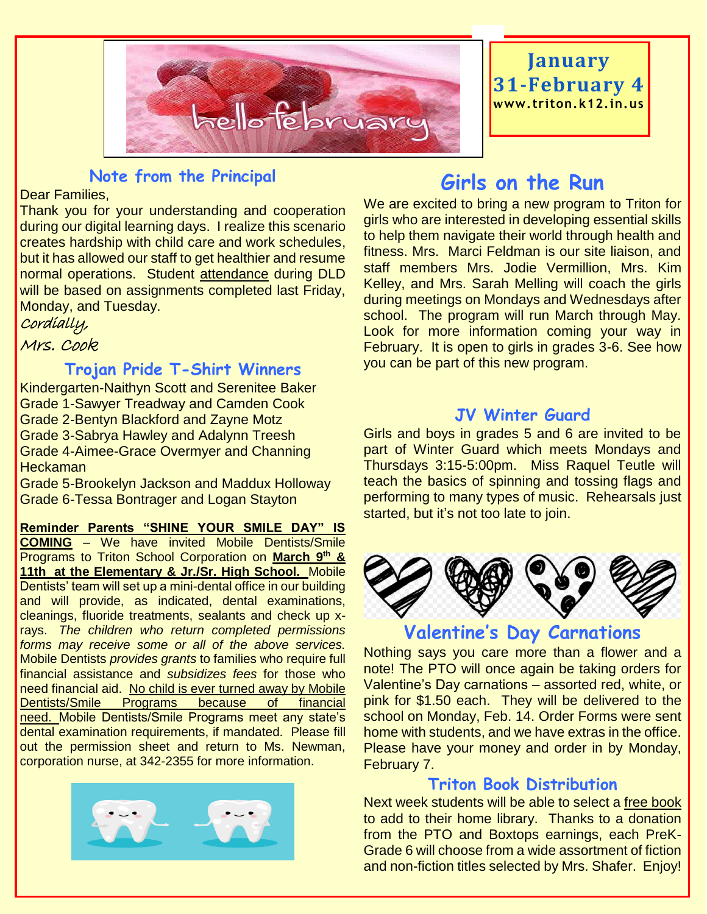January 31-February 4
www.triton.k12.in.us

## Note from the Principal

Dear Families,

Thank you for your understanding and cooperation during our digital learning days. I realize this scenario creates hardship with child care and work schedules, but it has allowed our staff to get healthier and resume normal operations. Student attendance during DLD will be based on assignments completed last Friday, Monday, and Tuesday.

*Cordially,*

*Mrs. Cook*

## Trojan Pride T-Shirt Winners

Kindergarten-Naithyn Scott and Serenitee Baker
Grade 1-Sawyer Treadway and Camden Cook
Grade 2-Bentyn Blackford and Zayne Motz
Grade 3-Sabrya Hawley and Adalynn Treesh
Grade 4-Aimee-Grace Overmyer and Channing Heckaman
Grade 5-Brookelyn Jackson and Maddux Holloway
Grade 6-Tessa Bontrager and Logan Stayton

**Reminder Parents "SHINE YOUR SMILE DAY" IS COMING** – We have invited Mobile Dentists/Smile Programs to Triton School Corporation on **March 9th & 11th at the Elementary & Jr./Sr. High School.** Mobile Dentists' team will set up a mini-dental office in our building and will provide, as indicated, dental examinations, cleanings, fluoride treatments, sealants and check up x-rays. *The children who return completed permissions forms may receive some or all of the above services.* Mobile Dentists *provides grants* to families who require full financial assistance and *subsidizes fees* for those who need financial aid. No child is ever turned away by Mobile Dentists/Smile Programs because of financial need. Mobile Dentists/Smile Programs meet any state's dental examination requirements, if mandated. Please fill out the permission sheet and return to Ms. Newman, corporation nurse, at 342-2355 for more information.

## Girls on the Run

We are excited to bring a new program to Triton for girls who are interested in developing essential skills to help them navigate their world through health and fitness. Mrs. Marci Feldman is our site liaison, and staff members Mrs. Jodie Vermillion, Mrs. Kim Kelley, and Mrs. Sarah Melling will coach the girls during meetings on Mondays and Wednesdays after school. The program will run March through May. Look for more information coming your way in February. It is open to girls in grades 3-6. See how you can be part of this new program.

## JV Winter Guard

Girls and boys in grades 5 and 6 are invited to be part of Winter Guard which meets Mondays and Thursdays 3:15-5:00pm. Miss Raquel Teutle will teach the basics of spinning and tossing flags and performing to many types of music. Rehearsals just started, but it's not too late to join.

## Valentine's Day Carnations

Nothing says you care more than a flower and a note! The PTO will once again be taking orders for Valentine's Day carnations – assorted red, white, or pink for $1.50 each. They will be delivered to the school on Monday, Feb. 14. Order Forms were sent home with students, and we have extras in the office. Please have your money and order in by Monday, February 7.

## Triton Book Distribution

Next week students will be able to select a free book to add to their home library. Thanks to a donation from the PTO and Boxtops earnings, each PreK-Grade 6 will choose from a wide assortment of fiction and non-fiction titles selected by Mrs. Shafer. Enjoy!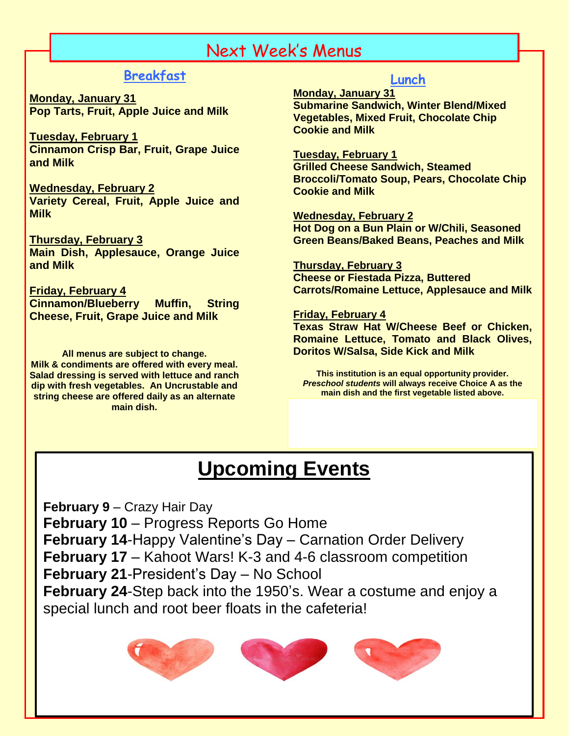# Next Week's Menus

## Breakfast

**Monday, January 31**
**Pop Tarts, Fruit, Apple Juice and Milk**

**Tuesday, February 1**
**Cinnamon Crisp Bar, Fruit, Grape Juice and Milk**

**Wednesday, February 2**
**Variety Cereal, Fruit, Apple Juice and Milk**

**Thursday, February 3**
**Main Dish, Applesauce, Orange Juice and Milk**

**Friday, February 4**
**Cinnamon/Blueberry Muffin, String Cheese, Fruit, Grape Juice and Milk**

**All menus are subject to change.**
**Milk & condiments are offered with every meal. Salad dressing is served with lettuce and ranch dip with fresh vegetables. An Uncrustable and string cheese are offered daily as an alternate main dish.**

## Lunch

**Monday, January 31**
**Submarine Sandwich, Winter Blend/Mixed Vegetables, Mixed Fruit, Chocolate Chip Cookie and Milk**

**Tuesday, February 1**
**Grilled Cheese Sandwich, Steamed Broccoli/Tomato Soup, Pears, Chocolate Chip Cookie and Milk**

**Wednesday, February 2**
**Hot Dog on a Bun Plain or W/Chili, Seasoned Green Beans/Baked Beans, Peaches and Milk**

**Thursday, February 3**
**Cheese or Fiestada Pizza, Buttered Carrots/Romaine Lettuce, Applesauce and Milk**

**Friday, February 4**
**Texas Straw Hat W/Cheese Beef or Chicken, Romaine Lettuce, Tomato and Black Olives, Doritos W/Salsa, Side Kick and Milk**

**This institution is an equal opportunity provider.**
***Preschool students* will always receive Choice A as the main dish and the first vegetable listed above.**

# Upcoming Events

**February 9** – Crazy Hair Day
**February 10** – Progress Reports Go Home
**February 14**-Happy Valentine's Day – Carnation Order Delivery
**February 17** – Kahoot Wars! K-3 and 4-6 classroom competition
**February 21**-President's Day – No School
**February 24**-Step back into the 1950's. Wear a costume and enjoy a special lunch and root beer floats in the cafeteria!